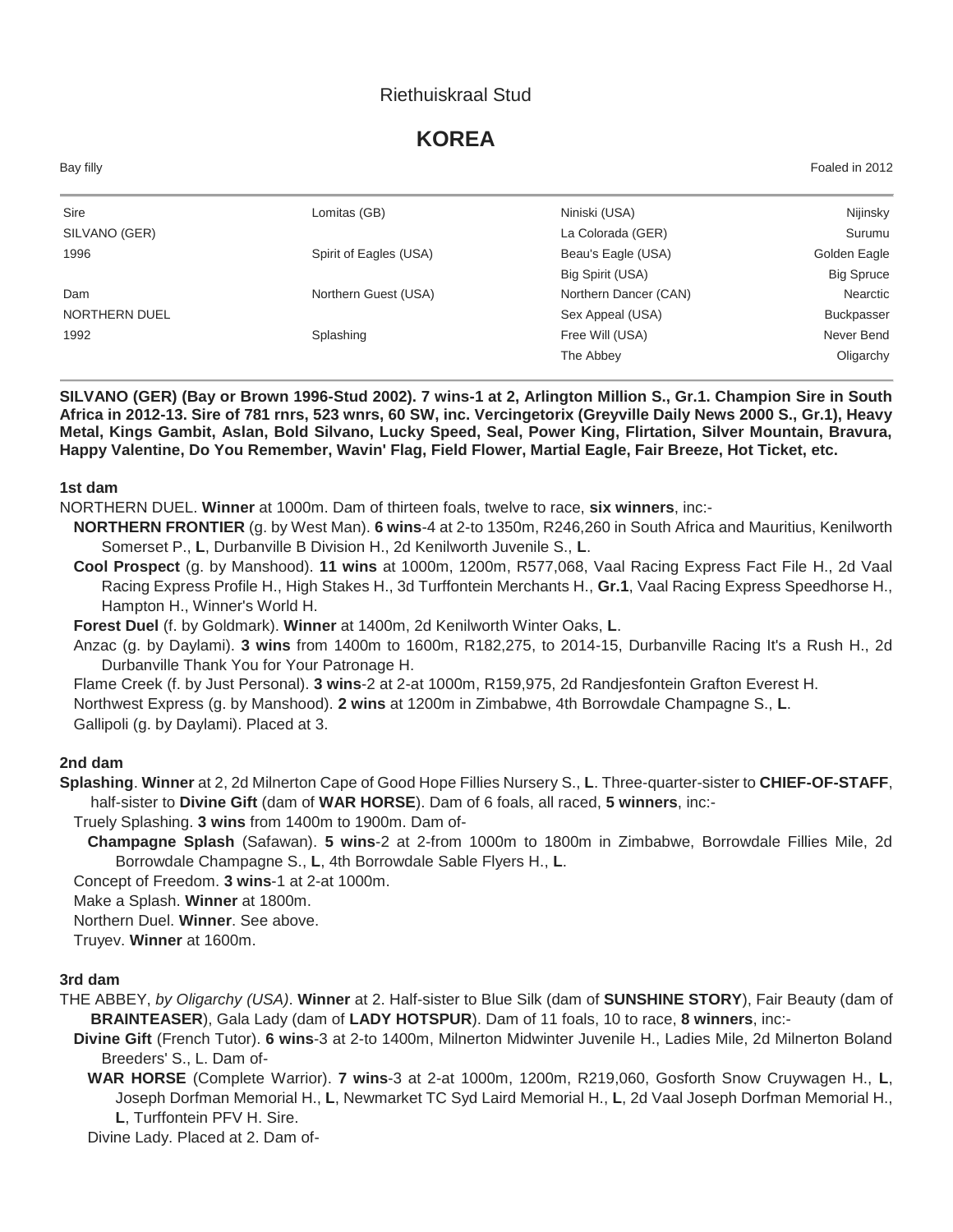Riethuiskraal Stud

# KOREA

Bay filly | Foaled in 2012

| | | | |
|---|---|---|---|
| Sire | Lomitas (GB) | Niniski (USA) | Nijinsky |
| SILVANO (GER) | | La Colorada (GER) | Surumu |
| 1996 | Spirit of Eagles (USA) | Beau's Eagle (USA) | Golden Eagle |
| | | Big Spirit (USA) | Big Spruce |
| Dam | Northern Guest (USA) | Northern Dancer (CAN) | Nearctic |
| NORTHERN DUEL | | Sex Appeal (USA) | Buckpasser |
| 1992 | Splashing | Free Will (USA) | Never Bend |
| | | The Abbey | Oligarchy |

**SILVANO (GER) (Bay or Brown 1996-Stud 2002). 7 wins-1 at 2, Arlington Million S., Gr.1. Champion Sire in South Africa in 2012-13. Sire of 781 rnrs, 523 wnrs, 60 SW, inc. Vercingetorix (Greyville Daily News 2000 S., Gr.1), Heavy Metal, Kings Gambit, Aslan, Bold Silvano, Lucky Speed, Seal, Power King, Flirtation, Silver Mountain, Bravura, Happy Valentine, Do You Remember, Wavin' Flag, Field Flower, Martial Eagle, Fair Breeze, Hot Ticket, etc.**

### 1st dam

NORTHERN DUEL. **Winner** at 1000m. Dam of thirteen foals, twelve to race, **six winners**, inc:-

- **NORTHERN FRONTIER** (g. by West Man). **6 wins**-4 at 2-to 1350m, R246,260 in South Africa and Mauritius, Kenilworth Somerset P., **L**, Durbanville B Division H., 2d Kenilworth Juvenile S., **L**.
- **Cool Prospect** (g. by Manshood). **11 wins** at 1000m, 1200m, R577,068, Vaal Racing Express Fact File H., 2d Vaal Racing Express Profile H., High Stakes H., 3d Turffontein Merchants H., **Gr.1**, Vaal Racing Express Speedhorse H., Hampton H., Winner's World H.
- **Forest Duel** (f. by Goldmark). **Winner** at 1400m, 2d Kenilworth Winter Oaks, **L**.
- Anzac (g. by Daylami). **3 wins** from 1400m to 1600m, R182,275, to 2014-15, Durbanville Racing It's a Rush H., 2d Durbanville Thank You for Your Patronage H.
- Flame Creek (f. by Just Personal). **3 wins**-2 at 2-at 1000m, R159,975, 2d Randjesfontein Grafton Everest H.
- Northwest Express (g. by Manshood). **2 wins** at 1200m in Zimbabwe, 4th Borrowdale Champagne S., **L**.
- Gallipoli (g. by Daylami). Placed at 3.

### 2nd dam

**Splashing**. **Winner** at 2, 2d Milnerton Cape of Good Hope Fillies Nursery S., **L**. Three-quarter-sister to **CHIEF-OF-STAFF**, half-sister to **Divine Gift** (dam of **WAR HORSE**). Dam of 6 foals, all raced, **5 winners**, inc:-

- Truely Splashing. **3 wins** from 1400m to 1900m. Dam of-
  - **Champagne Splash** (Safawan). **5 wins**-2 at 2-from 1000m to 1800m in Zimbabwe, Borrowdale Fillies Mile, 2d Borrowdale Champagne S., **L**, 4th Borrowdale Sable Flyers H., **L**.
- Concept of Freedom. **3 wins**-1 at 2-at 1000m.
- Make a Splash. **Winner** at 1800m.
- Northern Duel. **Winner**. See above.
- Truyev. **Winner** at 1600m.

### 3rd dam

THE ABBEY, *by Oligarchy (USA)*. **Winner** at 2. Half-sister to Blue Silk (dam of **SUNSHINE STORY**), Fair Beauty (dam of **BRAINTEASER**), Gala Lady (dam of **LADY HOTSPUR**). Dam of 11 foals, 10 to race, **8 winners**, inc:-

- **Divine Gift** (French Tutor). **6 wins**-3 at 2-to 1400m, Milnerton Midwinter Juvenile H., Ladies Mile, 2d Milnerton Boland Breeders' S., L. Dam of-
  - **WAR HORSE** (Complete Warrior). **7 wins**-3 at 2-at 1000m, 1200m, R219,060, Gosforth Snow Cruywagen H., **L**, Joseph Dorfman Memorial H., **L**, Newmarket TC Syd Laird Memorial H., **L**, 2d Vaal Joseph Dorfman Memorial H., **L**, Turffontein PFV H. Sire.
  - Divine Lady. Placed at 2. Dam of-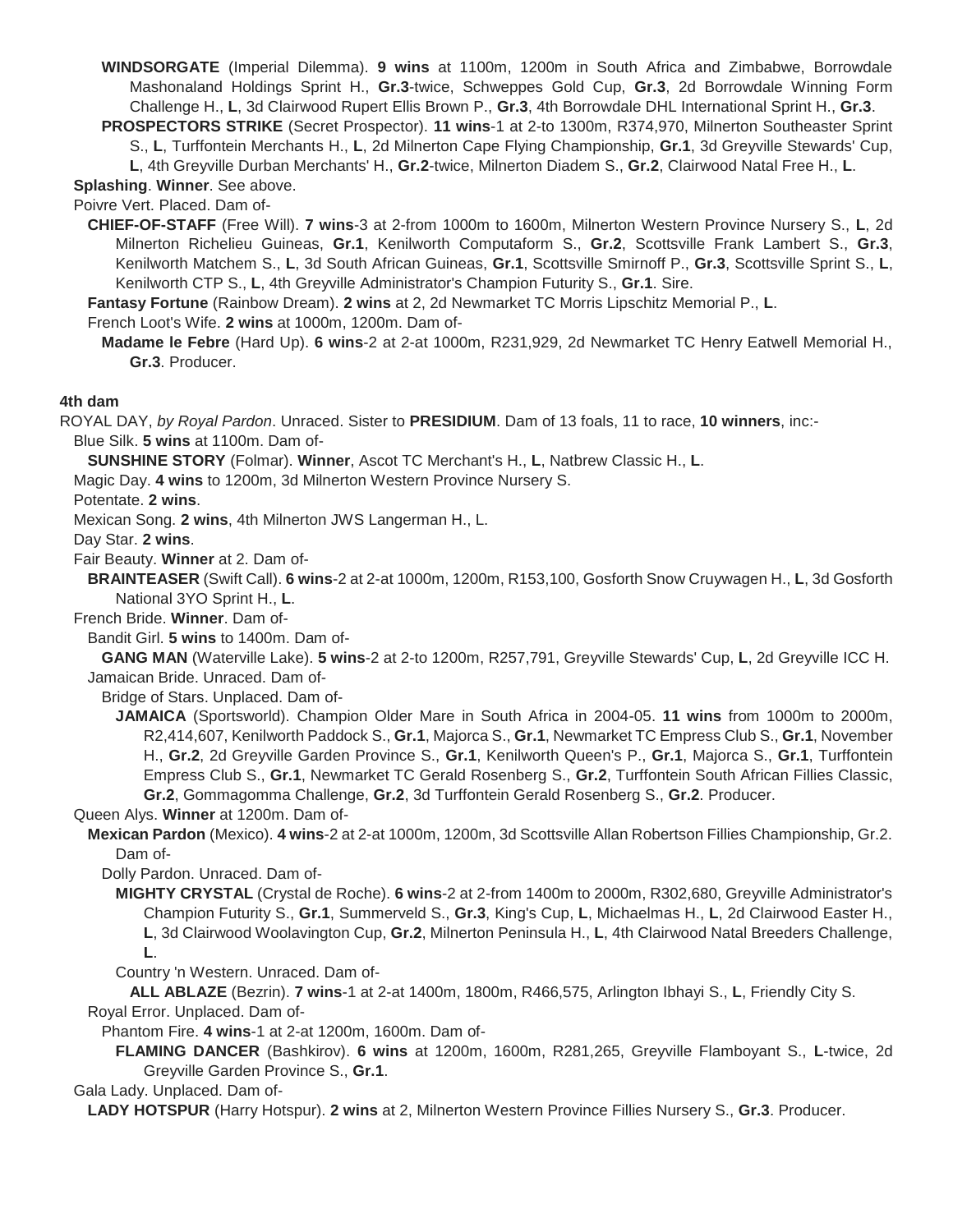**WINDSORGATE** (Imperial Dilemma). **9 wins** at 1100m, 1200m in South Africa and Zimbabwe, Borrowdale Mashonaland Holdings Sprint H., **Gr.3**-twice, Schweppes Gold Cup, **Gr.3**, 2d Borrowdale Winning Form Challenge H., **L**, 3d Clairwood Rupert Ellis Brown P., **Gr.3**, 4th Borrowdale DHL International Sprint H., **Gr.3**.

**PROSPECTORS STRIKE** (Secret Prospector). **11 wins**-1 at 2-to 1300m, R374,970, Milnerton Southeaster Sprint S., **L**, Turffontein Merchants H., **L**, 2d Milnerton Cape Flying Championship, **Gr.1**, 3d Greyville Stewards' Cup, **L**, 4th Greyville Durban Merchants' H., **Gr.2**-twice, Milnerton Diadem S., **Gr.2**, Clairwood Natal Free H., **L**.

**Splashing**. **Winner**. See above.

Poivre Vert. Placed. Dam of-

**CHIEF-OF-STAFF** (Free Will). **7 wins**-3 at 2-from 1000m to 1600m, Milnerton Western Province Nursery S., **L**, 2d Milnerton Richelieu Guineas, **Gr.1**, Kenilworth Computaform S., **Gr.2**, Scottsville Frank Lambert S., **Gr.3**, Kenilworth Matchem S., **L**, 3d South African Guineas, **Gr.1**, Scottsville Smirnoff P., **Gr.3**, Scottsville Sprint S., **L**, Kenilworth CTP S., **L**, 4th Greyville Administrator's Champion Futurity S., **Gr.1**. Sire.

**Fantasy Fortune** (Rainbow Dream). **2 wins** at 2, 2d Newmarket TC Morris Lipschitz Memorial P., **L**.

French Loot's Wife. **2 wins** at 1000m, 1200m. Dam of-

**Madame le Febre** (Hard Up). **6 wins**-2 at 2-at 1000m, R231,929, 2d Newmarket TC Henry Eatwell Memorial H., **Gr.3**. Producer.

#### 4th dam

ROYAL DAY, *by Royal Pardon*. Unraced. Sister to **PRESIDIUM**. Dam of 13 foals, 11 to race, **10 winners**, inc:-

Blue Silk. **5 wins** at 1100m. Dam of-

**SUNSHINE STORY** (Folmar). **Winner**, Ascot TC Merchant's H., **L**, Natbrew Classic H., **L**.

Magic Day. **4 wins** to 1200m, 3d Milnerton Western Province Nursery S.

Potentate. **2 wins**.

Mexican Song. **2 wins**, 4th Milnerton JWS Langerman H., L.

Day Star. **2 wins**.

Fair Beauty. **Winner** at 2. Dam of-

**BRAINTEASER** (Swift Call). **6 wins**-2 at 2-at 1000m, 1200m, R153,100, Gosforth Snow Cruywagen H., **L**, 3d Gosforth National 3YO Sprint H., **L**.

French Bride. **Winner**. Dam of-

Bandit Girl. **5 wins** to 1400m. Dam of-

**GANG MAN** (Waterville Lake). **5 wins**-2 at 2-to 1200m, R257,791, Greyville Stewards' Cup, **L**, 2d Greyville ICC H.

Jamaican Bride. Unraced. Dam of-

Bridge of Stars. Unplaced. Dam of-

**JAMAICA** (Sportsworld). Champion Older Mare in South Africa in 2004-05. **11 wins** from 1000m to 2000m, R2,414,607, Kenilworth Paddock S., **Gr.1**, Majorca S., **Gr.1**, Newmarket TC Empress Club S., **Gr.1**, November H., **Gr.2**, 2d Greyville Garden Province S., **Gr.1**, Kenilworth Queen's P., **Gr.1**, Majorca S., **Gr.1**, Turffontein Empress Club S., **Gr.1**, Newmarket TC Gerald Rosenberg S., **Gr.2**, Turffontein South African Fillies Classic, **Gr.2**, Gommagomma Challenge, **Gr.2**, 3d Turffontein Gerald Rosenberg S., **Gr.2**. Producer.

Queen Alys. **Winner** at 1200m. Dam of-

**Mexican Pardon** (Mexico). **4 wins**-2 at 2-at 1000m, 1200m, 3d Scottsville Allan Robertson Fillies Championship, Gr.2. Dam of-

Dolly Pardon. Unraced. Dam of-

**MIGHTY CRYSTAL** (Crystal de Roche). **6 wins**-2 at 2-from 1400m to 2000m, R302,680, Greyville Administrator's Champion Futurity S., **Gr.1**, Summerveld S., **Gr.3**, King's Cup, **L**, Michaelmas H., **L**, 2d Clairwood Easter H., **L**, 3d Clairwood Woolavington Cup, **Gr.2**, Milnerton Peninsula H., **L**, 4th Clairwood Natal Breeders Challenge, **L**.

Country 'n Western. Unraced. Dam of-

**ALL ABLAZE** (Bezrin). **7 wins**-1 at 2-at 1400m, 1800m, R466,575, Arlington Ibhayi S., **L**, Friendly City S.

Royal Error. Unplaced. Dam of-

Phantom Fire. **4 wins**-1 at 2-at 1200m, 1600m. Dam of-

**FLAMING DANCER** (Bashkirov). **6 wins** at 1200m, 1600m, R281,265, Greyville Flamboyant S., **L**-twice, 2d Greyville Garden Province S., **Gr.1**.

Gala Lady. Unplaced. Dam of-

**LADY HOTSPUR** (Harry Hotspur). **2 wins** at 2, Milnerton Western Province Fillies Nursery S., **Gr.3**. Producer.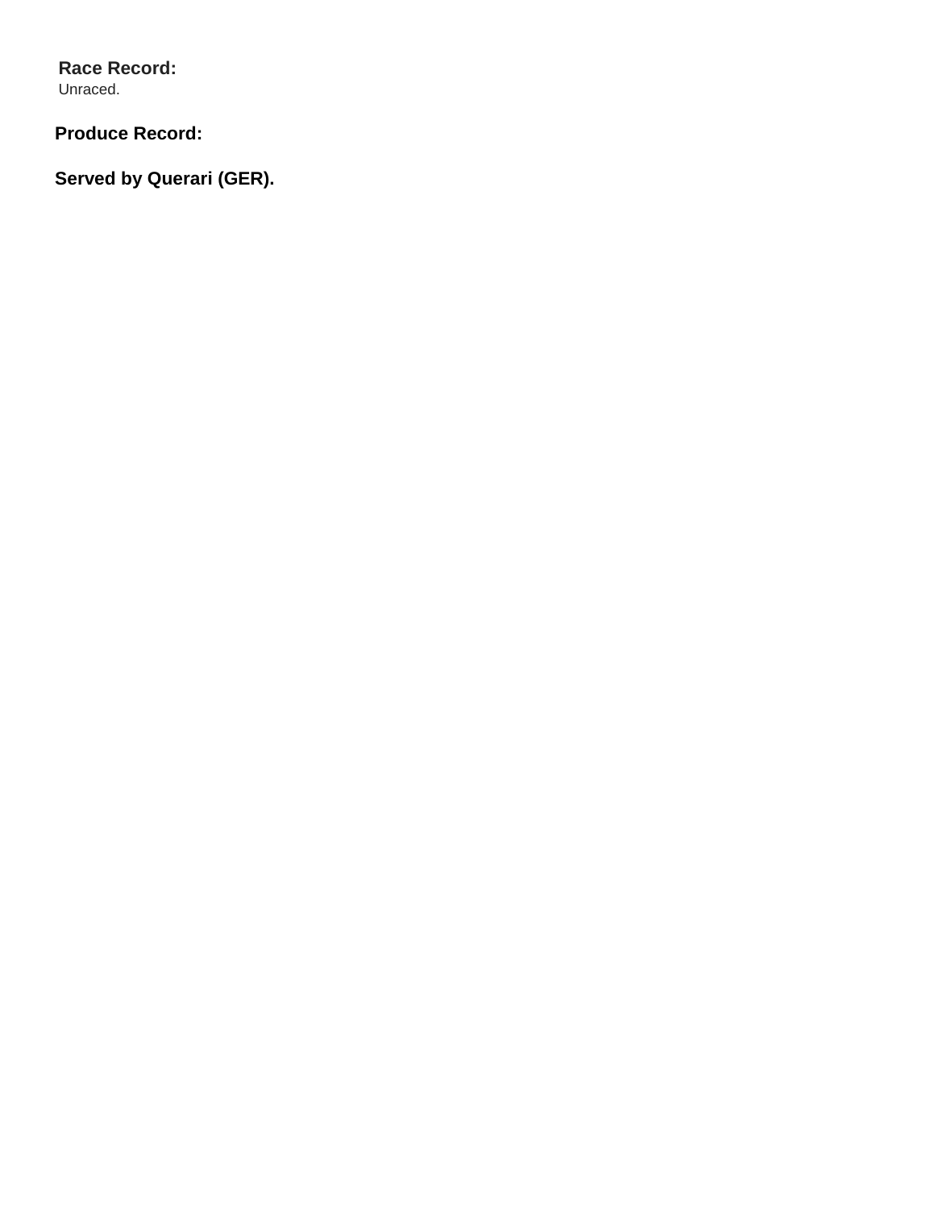**Race Record:**
Unraced.

**Produce Record:**

**Served by Querari (GER).**